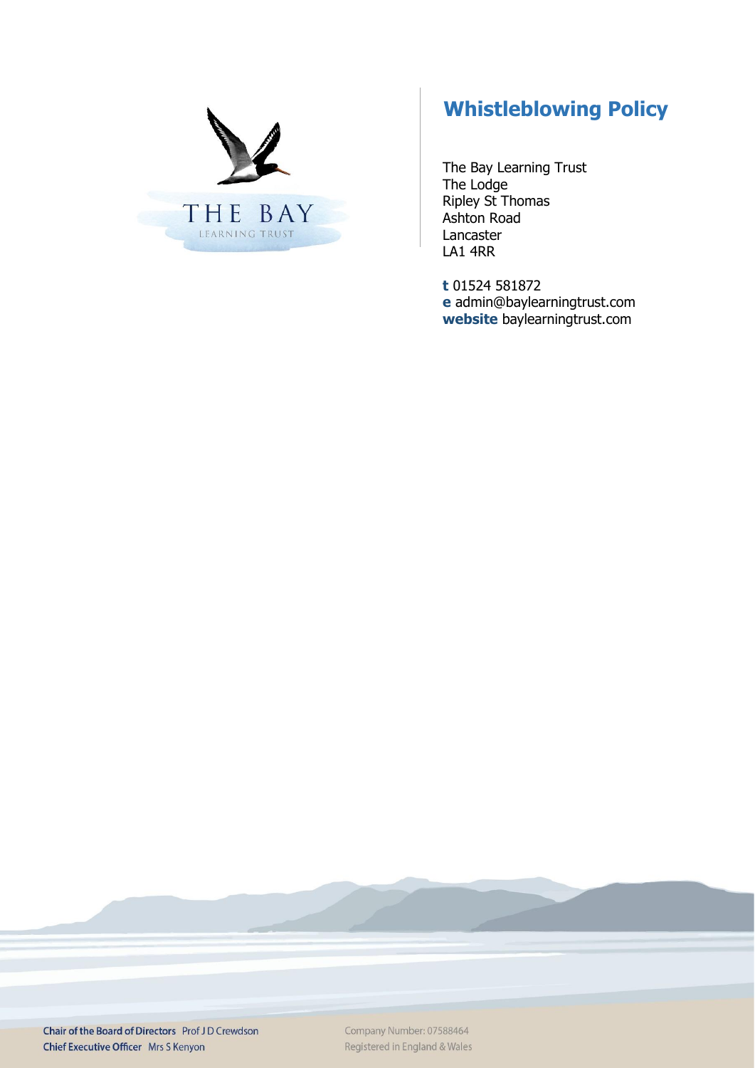THE BAY
LEARNING TRUST

# Whistleblowing Policy

The Bay Learning Trust
The Lodge
Ripley St Thomas
Ashton Road
Lancaster
LA1 4RR

**t** 01524 581872
**e** admin@baylearningtrust.com
**website** baylearningtrust.com

**Chair of the Board of Directors** Prof J D Crewdson
**Chief Executive Officer** Mrs S Kenyon

Company Number: 07588464
Registered in England & Wales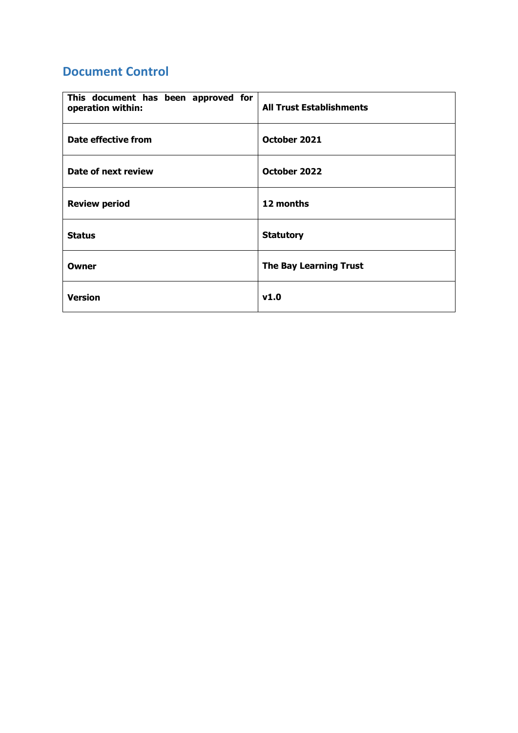## Document Control

| This document has been approved for operation within: | All Trust Establishments |
|---|---|
| Date effective from | October 2021 |
| Date of next review | October 2022 |
| Review period | 12 months |
| Status | Statutory |
| Owner | The Bay Learning Trust |
| Version | v1.0 |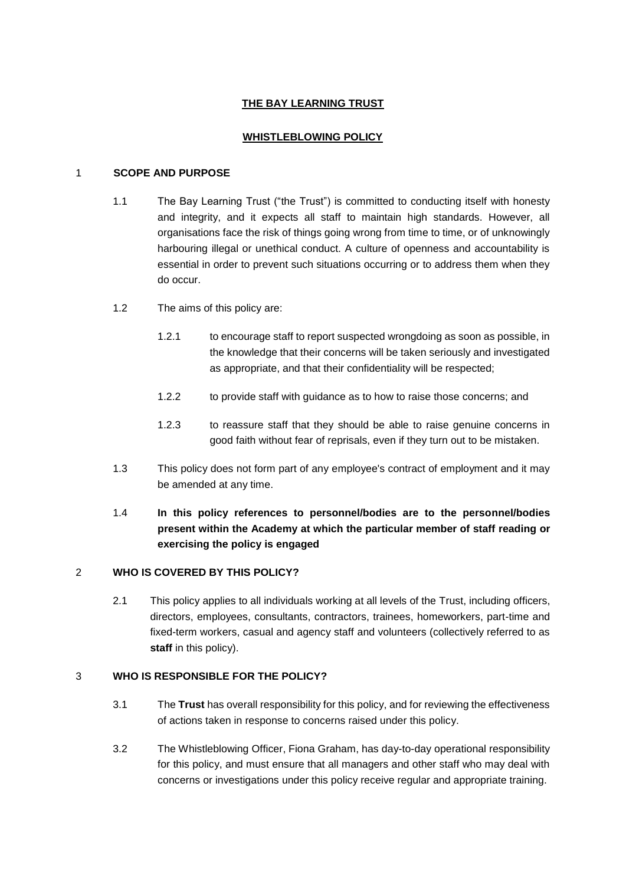# THE BAY LEARNING TRUST

## WHISTLEBLOWING POLICY

### 1 SCOPE AND PURPOSE

1.1 The Bay Learning Trust ("the Trust") is committed to conducting itself with honesty and integrity, and it expects all staff to maintain high standards. However, all organisations face the risk of things going wrong from time to time, or of unknowingly harbouring illegal or unethical conduct. A culture of openness and accountability is essential in order to prevent such situations occurring or to address them when they do occur.

1.2 The aims of this policy are:

1.2.1 to encourage staff to report suspected wrongdoing as soon as possible, in the knowledge that their concerns will be taken seriously and investigated as appropriate, and that their confidentiality will be respected;

1.2.2 to provide staff with guidance as to how to raise those concerns; and

1.2.3 to reassure staff that they should be able to raise genuine concerns in good faith without fear of reprisals, even if they turn out to be mistaken.

1.3 This policy does not form part of any employee's contract of employment and it may be amended at any time.

1.4 **In this policy references to personnel/bodies are to the personnel/bodies present within the Academy at which the particular member of staff reading or exercising the policy is engaged**

### 2 WHO IS COVERED BY THIS POLICY?

2.1 This policy applies to all individuals working at all levels of the Trust, including officers, directors, employees, consultants, contractors, trainees, homeworkers, part-time and fixed-term workers, casual and agency staff and volunteers (collectively referred to as **staff** in this policy).

### 3 WHO IS RESPONSIBLE FOR THE POLICY?

3.1 The **Trust** has overall responsibility for this policy, and for reviewing the effectiveness of actions taken in response to concerns raised under this policy.

3.2 The Whistleblowing Officer, Fiona Graham, has day-to-day operational responsibility for this policy, and must ensure that all managers and other staff who may deal with concerns or investigations under this policy receive regular and appropriate training.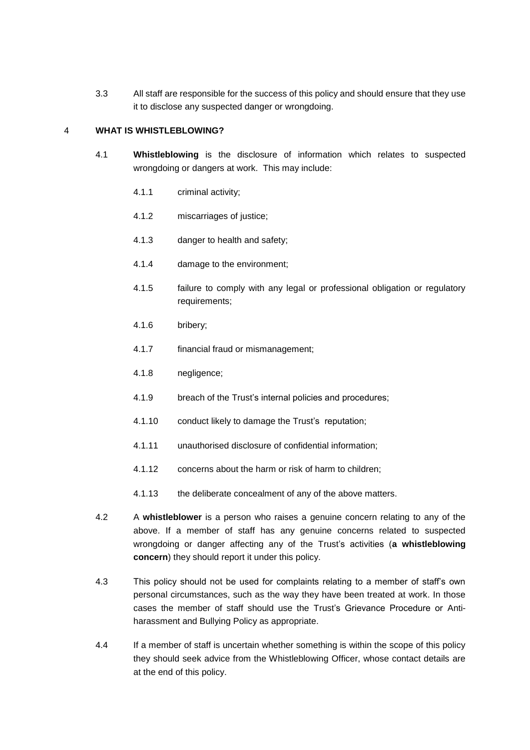3.3 All staff are responsible for the success of this policy and should ensure that they use it to disclose any suspected danger or wrongdoing.

## 4 WHAT IS WHISTLEBLOWING?

4.1 **Whistleblowing** is the disclosure of information which relates to suspected wrongdoing or dangers at work. This may include:

4.1.1 criminal activity;

4.1.2 miscarriages of justice;

4.1.3 danger to health and safety;

4.1.4 damage to the environment;

4.1.5 failure to comply with any legal or professional obligation or regulatory requirements;

4.1.6 bribery;

4.1.7 financial fraud or mismanagement;

4.1.8 negligence;

4.1.9 breach of the Trust's internal policies and procedures;

4.1.10 conduct likely to damage the Trust's reputation;

4.1.11 unauthorised disclosure of confidential information;

4.1.12 concerns about the harm or risk of harm to children;

4.1.13 the deliberate concealment of any of the above matters.

4.2 A **whistleblower** is a person who raises a genuine concern relating to any of the above. If a member of staff has any genuine concerns related to suspected wrongdoing or danger affecting any of the Trust's activities (**a whistleblowing concern**) they should report it under this policy.

4.3 This policy should not be used for complaints relating to a member of staff's own personal circumstances, such as the way they have been treated at work. In those cases the member of staff should use the Trust's Grievance Procedure or Anti-harassment and Bullying Policy as appropriate.

4.4 If a member of staff is uncertain whether something is within the scope of this policy they should seek advice from the Whistleblowing Officer, whose contact details are at the end of this policy.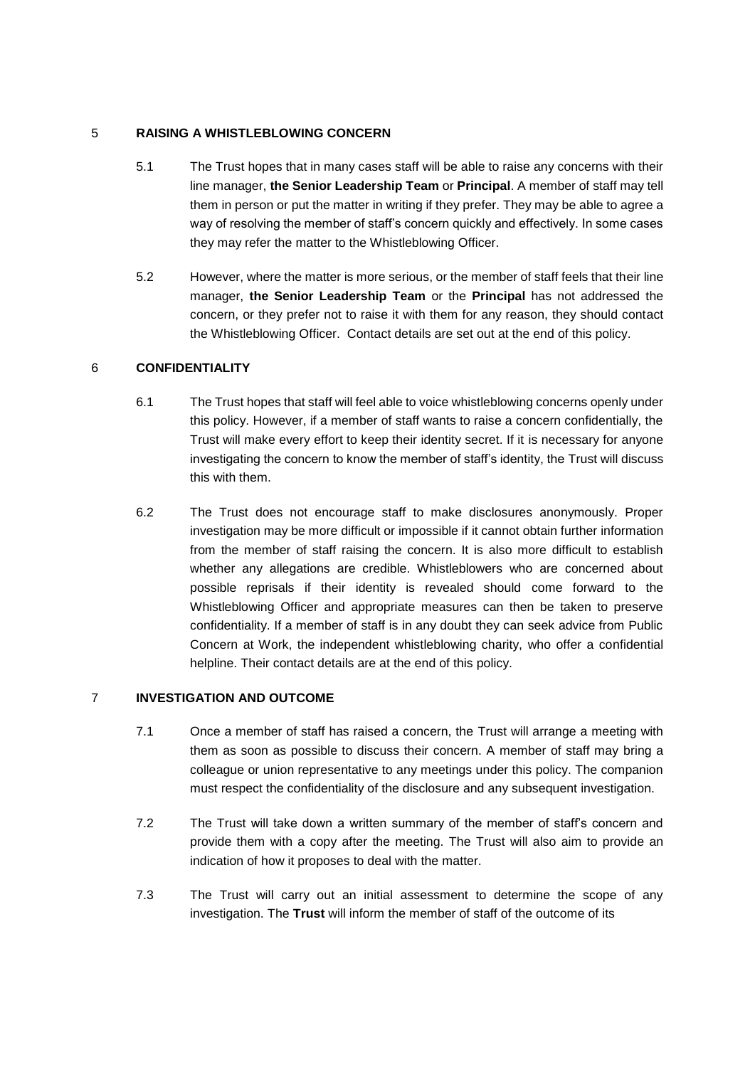## 5 RAISING A WHISTLEBLOWING CONCERN

5.1 The Trust hopes that in many cases staff will be able to raise any concerns with their line manager, **the Senior Leadership Team** or **Principal**. A member of staff may tell them in person or put the matter in writing if they prefer. They may be able to agree a way of resolving the member of staff's concern quickly and effectively. In some cases they may refer the matter to the Whistleblowing Officer.

5.2 However, where the matter is more serious, or the member of staff feels that their line manager, **the Senior Leadership Team** or the **Principal** has not addressed the concern, or they prefer not to raise it with them for any reason, they should contact the Whistleblowing Officer. Contact details are set out at the end of this policy.

## 6 CONFIDENTIALITY

6.1 The Trust hopes that staff will feel able to voice whistleblowing concerns openly under this policy. However, if a member of staff wants to raise a concern confidentially, the Trust will make every effort to keep their identity secret. If it is necessary for anyone investigating the concern to know the member of staff's identity, the Trust will discuss this with them.

6.2 The Trust does not encourage staff to make disclosures anonymously. Proper investigation may be more difficult or impossible if it cannot obtain further information from the member of staff raising the concern. It is also more difficult to establish whether any allegations are credible. Whistleblowers who are concerned about possible reprisals if their identity is revealed should come forward to the Whistleblowing Officer and appropriate measures can then be taken to preserve confidentiality. If a member of staff is in any doubt they can seek advice from Public Concern at Work, the independent whistleblowing charity, who offer a confidential helpline. Their contact details are at the end of this policy.

## 7 INVESTIGATION AND OUTCOME

7.1 Once a member of staff has raised a concern, the Trust will arrange a meeting with them as soon as possible to discuss their concern. A member of staff may bring a colleague or union representative to any meetings under this policy. The companion must respect the confidentiality of the disclosure and any subsequent investigation.

7.2 The Trust will take down a written summary of the member of staff's concern and provide them with a copy after the meeting. The Trust will also aim to provide an indication of how it proposes to deal with the matter.

7.3 The Trust will carry out an initial assessment to determine the scope of any investigation. The **Trust** will inform the member of staff of the outcome of its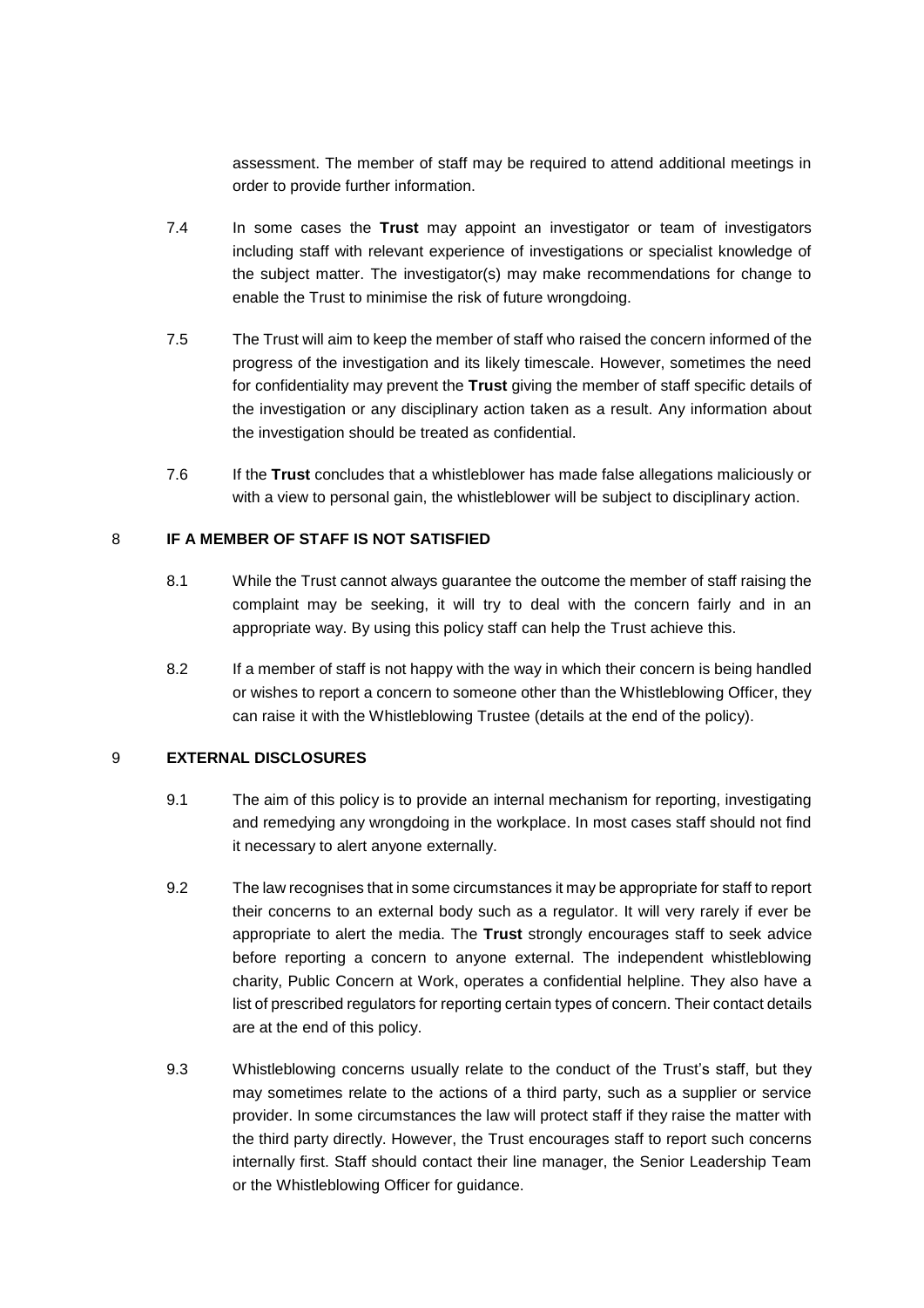assessment. The member of staff may be required to attend additional meetings in order to provide further information.

7.4 In some cases the **Trust** may appoint an investigator or team of investigators including staff with relevant experience of investigations or specialist knowledge of the subject matter. The investigator(s) may make recommendations for change to enable the Trust to minimise the risk of future wrongdoing.

7.5 The Trust will aim to keep the member of staff who raised the concern informed of the progress of the investigation and its likely timescale. However, sometimes the need for confidentiality may prevent the **Trust** giving the member of staff specific details of the investigation or any disciplinary action taken as a result. Any information about the investigation should be treated as confidential.

7.6 If the **Trust** concludes that a whistleblower has made false allegations maliciously or with a view to personal gain, the whistleblower will be subject to disciplinary action.

## 8 IF A MEMBER OF STAFF IS NOT SATISFIED

8.1 While the Trust cannot always guarantee the outcome the member of staff raising the complaint may be seeking, it will try to deal with the concern fairly and in an appropriate way. By using this policy staff can help the Trust achieve this.

8.2 If a member of staff is not happy with the way in which their concern is being handled or wishes to report a concern to someone other than the Whistleblowing Officer, they can raise it with the Whistleblowing Trustee (details at the end of the policy).

## 9 EXTERNAL DISCLOSURES

9.1 The aim of this policy is to provide an internal mechanism for reporting, investigating and remedying any wrongdoing in the workplace. In most cases staff should not find it necessary to alert anyone externally.

9.2 The law recognises that in some circumstances it may be appropriate for staff to report their concerns to an external body such as a regulator. It will very rarely if ever be appropriate to alert the media. The **Trust** strongly encourages staff to seek advice before reporting a concern to anyone external. The independent whistleblowing charity, Public Concern at Work, operates a confidential helpline. They also have a list of prescribed regulators for reporting certain types of concern. Their contact details are at the end of this policy.

9.3 Whistleblowing concerns usually relate to the conduct of the Trust's staff, but they may sometimes relate to the actions of a third party, such as a supplier or service provider. In some circumstances the law will protect staff if they raise the matter with the third party directly. However, the Trust encourages staff to report such concerns internally first. Staff should contact their line manager, the Senior Leadership Team or the Whistleblowing Officer for guidance.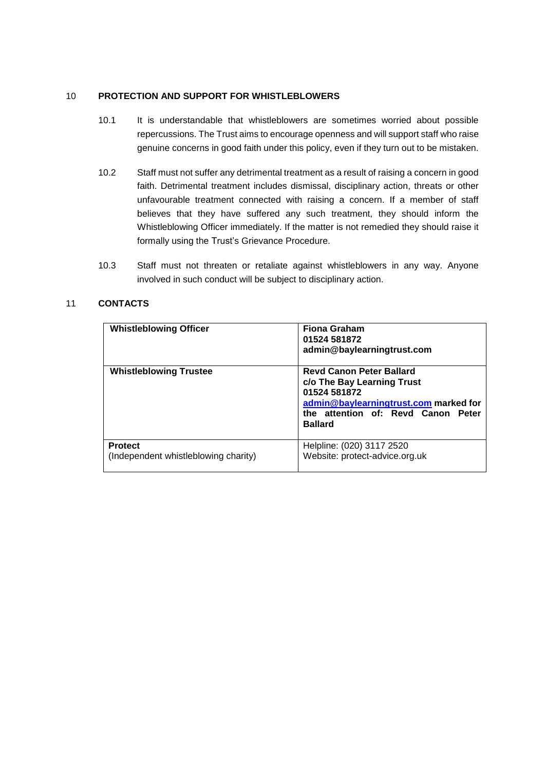## 10 PROTECTION AND SUPPORT FOR WHISTLEBLOWERS

10.1 It is understandable that whistleblowers are sometimes worried about possible repercussions. The Trust aims to encourage openness and will support staff who raise genuine concerns in good faith under this policy, even if they turn out to be mistaken.

10.2 Staff must not suffer any detrimental treatment as a result of raising a concern in good faith. Detrimental treatment includes dismissal, disciplinary action, threats or other unfavourable treatment connected with raising a concern. If a member of staff believes that they have suffered any such treatment, they should inform the Whistleblowing Officer immediately. If the matter is not remedied they should raise it formally using the Trust's Grievance Procedure.

10.3 Staff must not threaten or retaliate against whistleblowers in any way. Anyone involved in such conduct will be subject to disciplinary action.

## 11 CONTACTS

| | |
|---|---|
| **Whistleblowing Officer** | **Fiona Graham**<br>**01524 581872**<br>**admin@baylearningtrust.com** |
| **Whistleblowing Trustee** | **Revd Canon Peter Ballard**<br>**c/o The Bay Learning Trust**<br>**01524 581872**<br>**admin@baylearningtrust.com marked for the attention of: Revd Canon Peter Ballard** |
| **Protect**<br>(Independent whistleblowing charity) | Helpline: (020) 3117 2520<br>Website: protect-advice.org.uk |